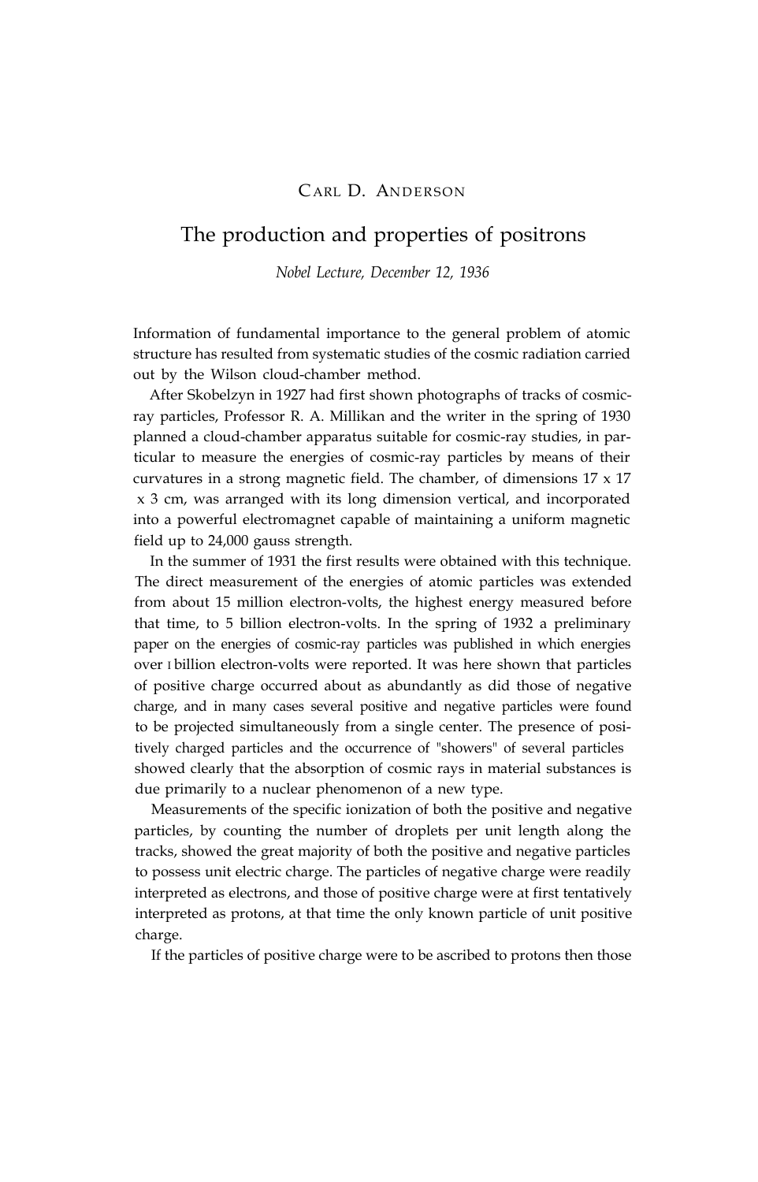# CARL D. ANDERSON

## The production and properties of positrons

*Nobel Lecture, December 12, 1936*

Information of fundamental importance to the general problem of atomic structure has resulted from systematic studies of the cosmic radiation carried out by the Wilson cloud-chamber method.

After Skobelzyn in 1927 had first shown photographs of tracks of cosmic-ray particles, Professor R. A. Millikan and the writer in the spring of 1930 planned a cloud-chamber apparatus suitable for cosmic-ray studies, in particular to measure the energies of cosmic-ray particles by means of their curvatures in a strong magnetic field. The chamber, of dimensions 17 x 17 x 3 cm, was arranged with its long dimension vertical, and incorporated into a powerful electromagnet capable of maintaining a uniform magnetic field up to 24,000 gauss strength.

In the summer of 1931 the first results were obtained with this technique. The direct measurement of the energies of atomic particles was extended from about 15 million electron-volts, the highest energy measured before that time, to 5 billion electron-volts. In the spring of 1932 a preliminary paper on the energies of cosmic-ray particles was published in which energies over 1 billion electron-volts were reported. It was here shown that particles of positive charge occurred about as abundantly as did those of negative charge, and in many cases several positive and negative particles were found to be projected simultaneously from a single center. The presence of positively charged particles and the occurrence of "showers" of several particles showed clearly that the absorption of cosmic rays in material substances is due primarily to a nuclear phenomenon of a new type.

Measurements of the specific ionization of both the positive and negative particles, by counting the number of droplets per unit length along the tracks, showed the great majority of both the positive and negative particles to possess unit electric charge. The particles of negative charge were readily interpreted as electrons, and those of positive charge were at first tentatively interpreted as protons, at that time the only known particle of unit positive charge.

If the particles of positive charge were to be ascribed to protons then those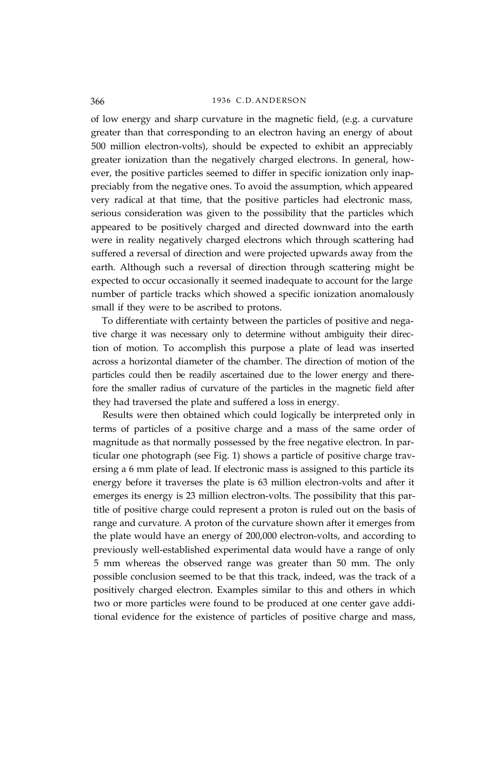of low energy and sharp curvature in the magnetic field, (e.g. a curvature greater than that corresponding to an electron having an energy of about 500 million electron-volts), should be expected to exhibit an appreciably greater ionization than the negatively charged electrons. In general, however, the positive particles seemed to differ in specific ionization only inappreciably from the negative ones. To avoid the assumption, which appeared very radical at that time, that the positive particles had electronic mass, serious consideration was given to the possibility that the particles which appeared to be positively charged and directed downward into the earth were in reality negatively charged electrons which through scattering had suffered a reversal of direction and were projected upwards away from the earth. Although such a reversal of direction through scattering might be expected to occur occasionally it seemed inadequate to account for the large number of particle tracks which showed a specific ionization anomalously small if they were to be ascribed to protons.

To differentiate with certainty between the particles of positive and negative charge it was necessary only to determine without ambiguity their direction of motion. To accomplish this purpose a plate of lead was inserted across a horizontal diameter of the chamber. The direction of motion of the particles could then be readily ascertained due to the lower energy and therefore the smaller radius of curvature of the particles in the magnetic field after they had traversed the plate and suffered a loss in energy.

Results were then obtained which could logically be interpreted only in terms of particles of a positive charge and a mass of the same order of magnitude as that normally possessed by the free negative electron. In particular one photograph (see Fig. 1) shows a particle of positive charge traversing a 6 mm plate of lead. If electronic mass is assigned to this particle its energy before it traverses the plate is 63 million electron-volts and after it emerges its energy is 23 million electron-volts. The possibility that this particle of positive charge could represent a proton is ruled out on the basis of range and curvature. A proton of the curvature shown after it emerges from the plate would have an energy of 200,000 electron-volts, and according to previously well-established experimental data would have a range of only 5 mm whereas the observed range was greater than 50 mm. The only possible conclusion seemed to be that this track, indeed, was the track of a positively charged electron. Examples similar to this and others in which two or more particles were found to be produced at one center gave additional evidence for the existence of particles of positive charge and mass,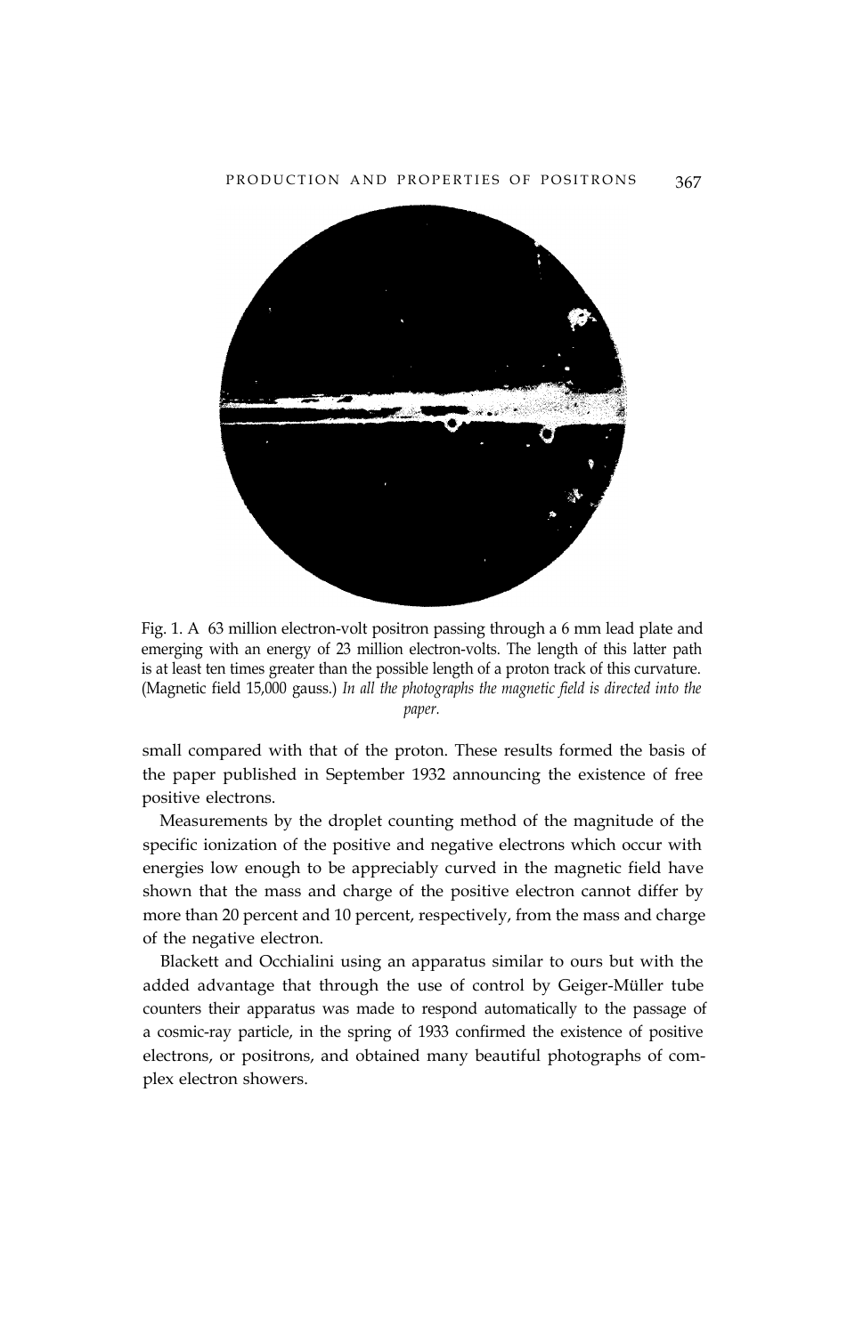Fig. 1. A 63 million electron-volt positron passing through a 6 mm lead plate and emerging with an energy of 23 million electron-volts. The length of this latter path is at least ten times greater than the possible length of a proton track of this curvature. (Magnetic field 15,000 gauss.) *In all the photographs the magnetic field is directed into the paper.*

small compared with that of the proton. These results formed the basis of the paper published in September 1932 announcing the existence of free positive electrons.

Measurements by the droplet counting method of the magnitude of the specific ionization of the positive and negative electrons which occur with energies low enough to be appreciably curved in the magnetic field have shown that the mass and charge of the positive electron cannot differ by more than 20 percent and 10 percent, respectively, from the mass and charge of the negative electron.

Blackett and Occhialini using an apparatus similar to ours but with the added advantage that through the use of control by Geiger-Müller tube counters their apparatus was made to respond automatically to the passage of a cosmic-ray particle, in the spring of 1933 confirmed the existence of positive electrons, or positrons, and obtained many beautiful photographs of complex electron showers.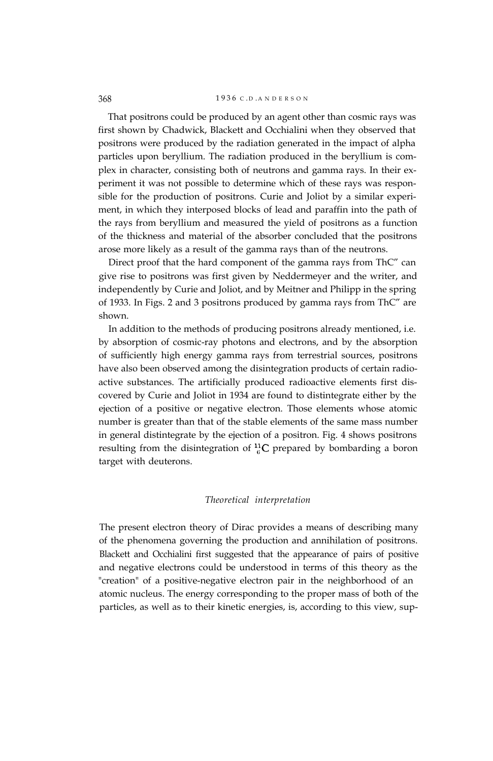That positrons could be produced by an agent other than cosmic rays was first shown by Chadwick, Blackett and Occhialini when they observed that positrons were produced by the radiation generated in the impact of alpha particles upon beryllium. The radiation produced in the beryllium is complex in character, consisting both of neutrons and gamma rays. In their experiment it was not possible to determine which of these rays was responsible for the production of positrons. Curie and Joliot by a similar experiment, in which they interposed blocks of lead and paraffin into the path of the rays from beryllium and measured the yield of positrons as a function of the thickness and material of the absorber concluded that the positrons arose more likely as a result of the gamma rays than of the neutrons.

Direct proof that the hard component of the gamma rays from ThC" can give rise to positrons was first given by Neddermeyer and the writer, and independently by Curie and Joliot, and by Meitner and Philipp in the spring of 1933. In Figs. 2 and 3 positrons produced by gamma rays from ThC" are shown.

In addition to the methods of producing positrons already mentioned, i.e. by absorption of cosmic-ray photons and electrons, and by the absorption of sufficiently high energy gamma rays from terrestrial sources, positrons have also been observed among the disintegration products of certain radioactive substances. The artificially produced radioactive elements first discovered by Curie and Joliot in 1934 are found to distintegrate either by the ejection of a positive or negative electron. Those elements whose atomic number is greater than that of the stable elements of the same mass number in general distintegrate by the ejection of a positron. Fig. 4 shows positrons resulting from the disintegration of $^{11}_{6}C$ prepared by bombarding a boron target with deuterons.

### *Theoretical interpretation*

The present electron theory of Dirac provides a means of describing many of the phenomena governing the production and annihilation of positrons. Blackett and Occhialini first suggested that the appearance of pairs of positive and negative electrons could be understood in terms of this theory as the "creation" of a positive-negative electron pair in the neighborhood of an atomic nucleus. The energy corresponding to the proper mass of both of the particles, as well as to their kinetic energies, is, according to this view, sup-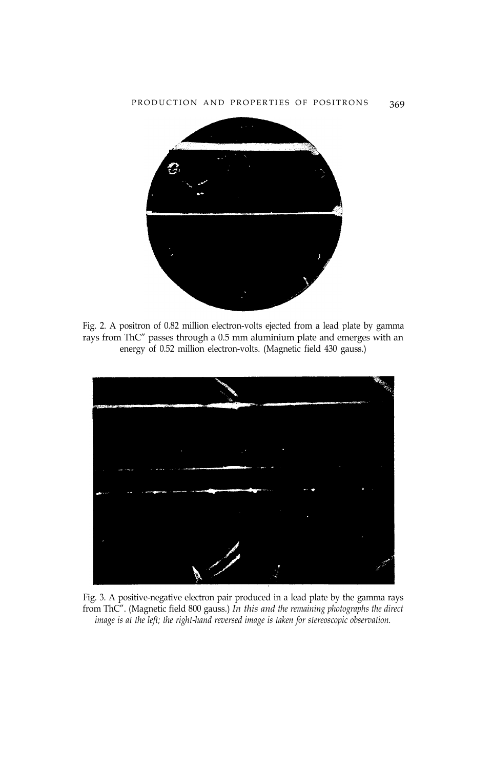Fig. 2. A positron of 0.82 million electron-volts ejected from a lead plate by gamma rays from ThC″ passes through a 0.5 mm aluminium plate and emerges with an energy of 0.52 million electron-volts. (Magnetic field 430 gauss.)

Fig. 3. A positive-negative electron pair produced in a lead plate by the gamma rays from ThC″. (Magnetic field 800 gauss.) *In this and the remaining photographs the direct image is at the left; the right-hand reversed image is taken for stereoscopic observation.*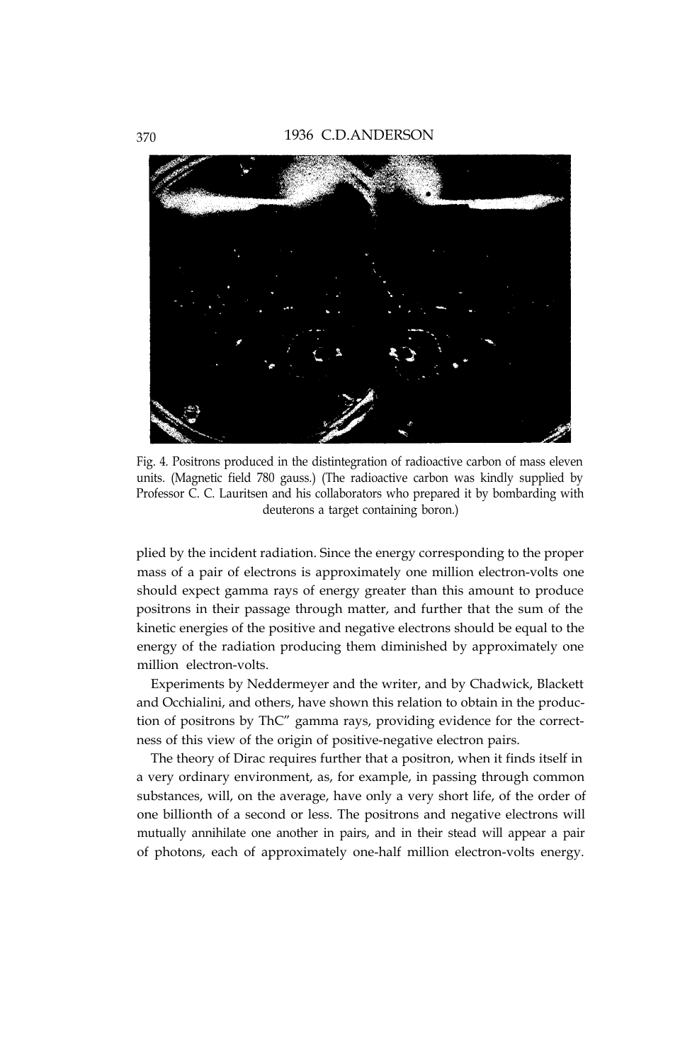Fig. 4. Positrons produced in the distintegration of radioactive carbon of mass eleven units. (Magnetic field 780 gauss.) (The radioactive carbon was kindly supplied by Professor C. C. Lauritsen and his collaborators who prepared it by bombarding with deuterons a target containing boron.)

plied by the incident radiation. Since the energy corresponding to the proper mass of a pair of electrons is approximately one million electron-volts one should expect gamma rays of energy greater than this amount to produce positrons in their passage through matter, and further that the sum of the kinetic energies of the positive and negative electrons should be equal to the energy of the radiation producing them diminished by approximately one million electron-volts.

Experiments by Neddermeyer and the writer, and by Chadwick, Blackett and Occhialini, and others, have shown this relation to obtain in the production of positrons by ThC" gamma rays, providing evidence for the correctness of this view of the origin of positive-negative electron pairs.

The theory of Dirac requires further that a positron, when it finds itself in a very ordinary environment, as, for example, in passing through common substances, will, on the average, have only a very short life, of the order of one billionth of a second or less. The positrons and negative electrons will mutually annihilate one another in pairs, and in their stead will appear a pair of photons, each of approximately one-half million electron-volts energy.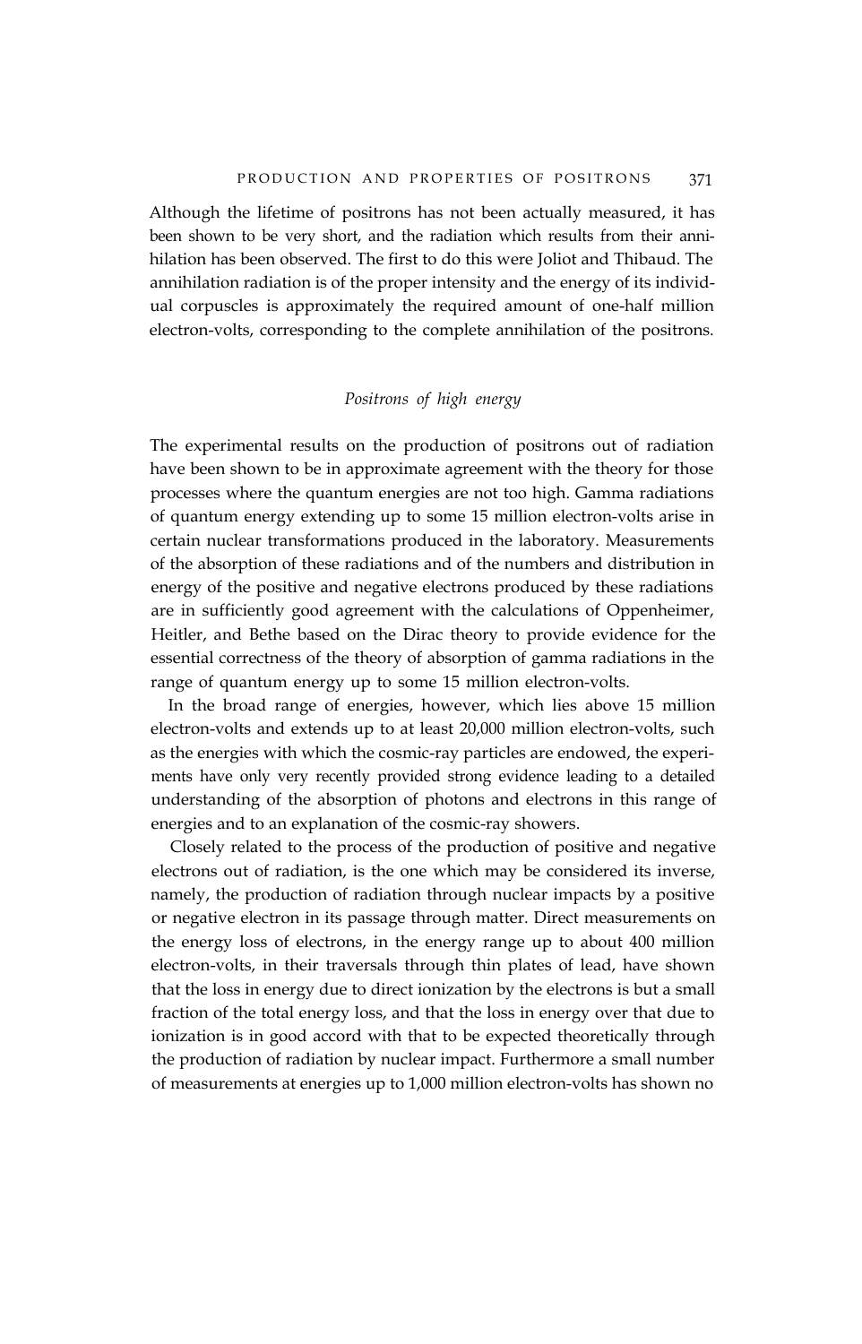Although the lifetime of positrons has not been actually measured, it has been shown to be very short, and the radiation which results from their annihilation has been observed. The first to do this were Joliot and Thibaud. The annihilation radiation is of the proper intensity and the energy of its individual corpuscles is approximately the required amount of one-half million electron-volts, corresponding to the complete annihilation of the positrons.

### *Positrons of high energy*

The experimental results on the production of positrons out of radiation have been shown to be in approximate agreement with the theory for those processes where the quantum energies are not too high. Gamma radiations of quantum energy extending up to some 15 million electron-volts arise in certain nuclear transformations produced in the laboratory. Measurements of the absorption of these radiations and of the numbers and distribution in energy of the positive and negative electrons produced by these radiations are in sufficiently good agreement with the calculations of Oppenheimer, Heitler, and Bethe based on the Dirac theory to provide evidence for the essential correctness of the theory of absorption of gamma radiations in the range of quantum energy up to some 15 million electron-volts.

In the broad range of energies, however, which lies above 15 million electron-volts and extends up to at least 20,000 million electron-volts, such as the energies with which the cosmic-ray particles are endowed, the experiments have only very recently provided strong evidence leading to a detailed understanding of the absorption of photons and electrons in this range of energies and to an explanation of the cosmic-ray showers.

Closely related to the process of the production of positive and negative electrons out of radiation, is the one which may be considered its inverse, namely, the production of radiation through nuclear impacts by a positive or negative electron in its passage through matter. Direct measurements on the energy loss of electrons, in the energy range up to about 400 million electron-volts, in their traversals through thin plates of lead, have shown that the loss in energy due to direct ionization by the electrons is but a small fraction of the total energy loss, and that the loss in energy over that due to ionization is in good accord with that to be expected theoretically through the production of radiation by nuclear impact. Furthermore a small number of measurements at energies up to 1,000 million electron-volts has shown no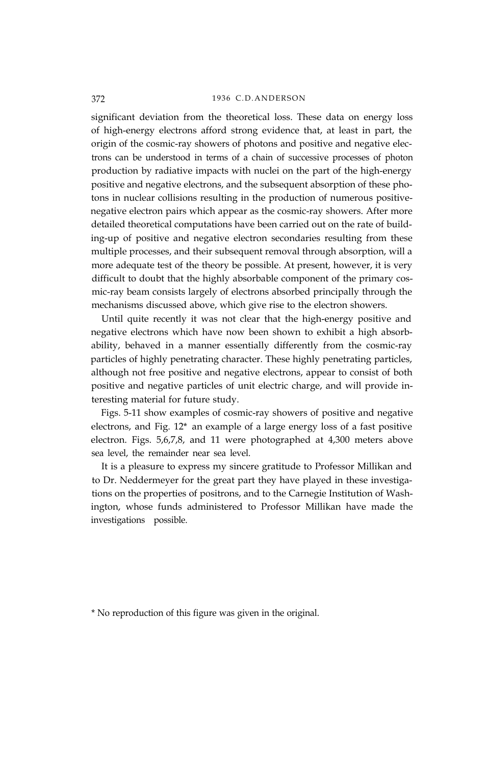significant deviation from the theoretical loss. These data on energy loss of high-energy electrons afford strong evidence that, at least in part, the origin of the cosmic-ray showers of photons and positive and negative electrons can be understood in terms of a chain of successive processes of photon production by radiative impacts with nuclei on the part of the high-energy positive and negative electrons, and the subsequent absorption of these photons in nuclear collisions resulting in the production of numerous positive-negative electron pairs which appear as the cosmic-ray showers. After more detailed theoretical computations have been carried out on the rate of building-up of positive and negative electron secondaries resulting from these multiple processes, and their subsequent removal through absorption, will a more adequate test of the theory be possible. At present, however, it is very difficult to doubt that the highly absorbable component of the primary cosmic-ray beam consists largely of electrons absorbed principally through the mechanisms discussed above, which give rise to the electron showers.

Until quite recently it was not clear that the high-energy positive and negative electrons which have now been shown to exhibit a high absorbability, behaved in a manner essentially differently from the cosmic-ray particles of highly penetrating character. These highly penetrating particles, although not free positive and negative electrons, appear to consist of both positive and negative particles of unit electric charge, and will provide interesting material for future study.

Figs. 5-11 show examples of cosmic-ray showers of positive and negative electrons, and Fig. 12* an example of a large energy loss of a fast positive electron. Figs. 5,6,7,8, and 11 were photographed at 4,300 meters above sea level, the remainder near sea level.

It is a pleasure to express my sincere gratitude to Professor Millikan and to Dr. Neddermeyer for the great part they have played in these investigations on the properties of positrons, and to the Carnegie Institution of Washington, whose funds administered to Professor Millikan have made the investigations possible.

* No reproduction of this figure was given in the original.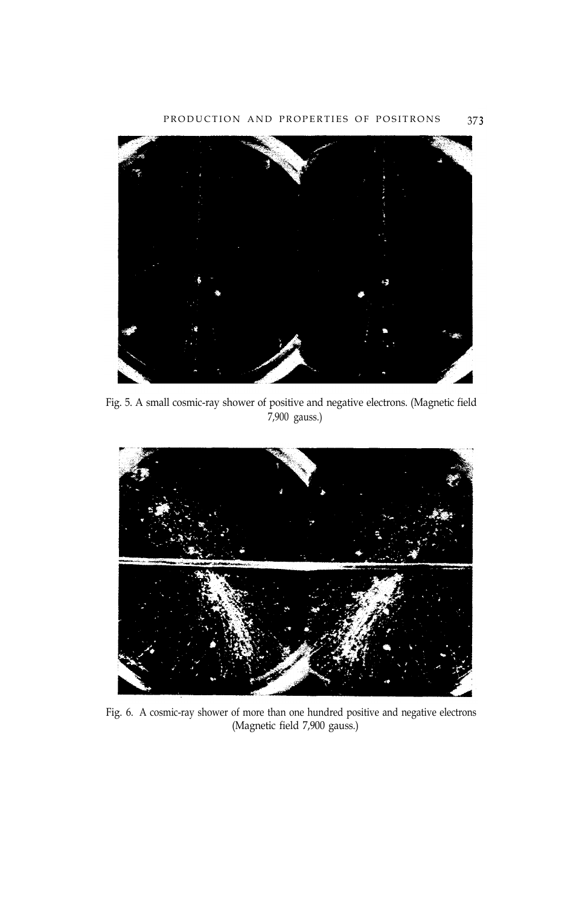Fig. 5. A small cosmic-ray shower of positive and negative electrons. (Magnetic field 7,900 gauss.)

Fig. 6. A cosmic-ray shower of more than one hundred positive and negative electrons (Magnetic field 7,900 gauss.)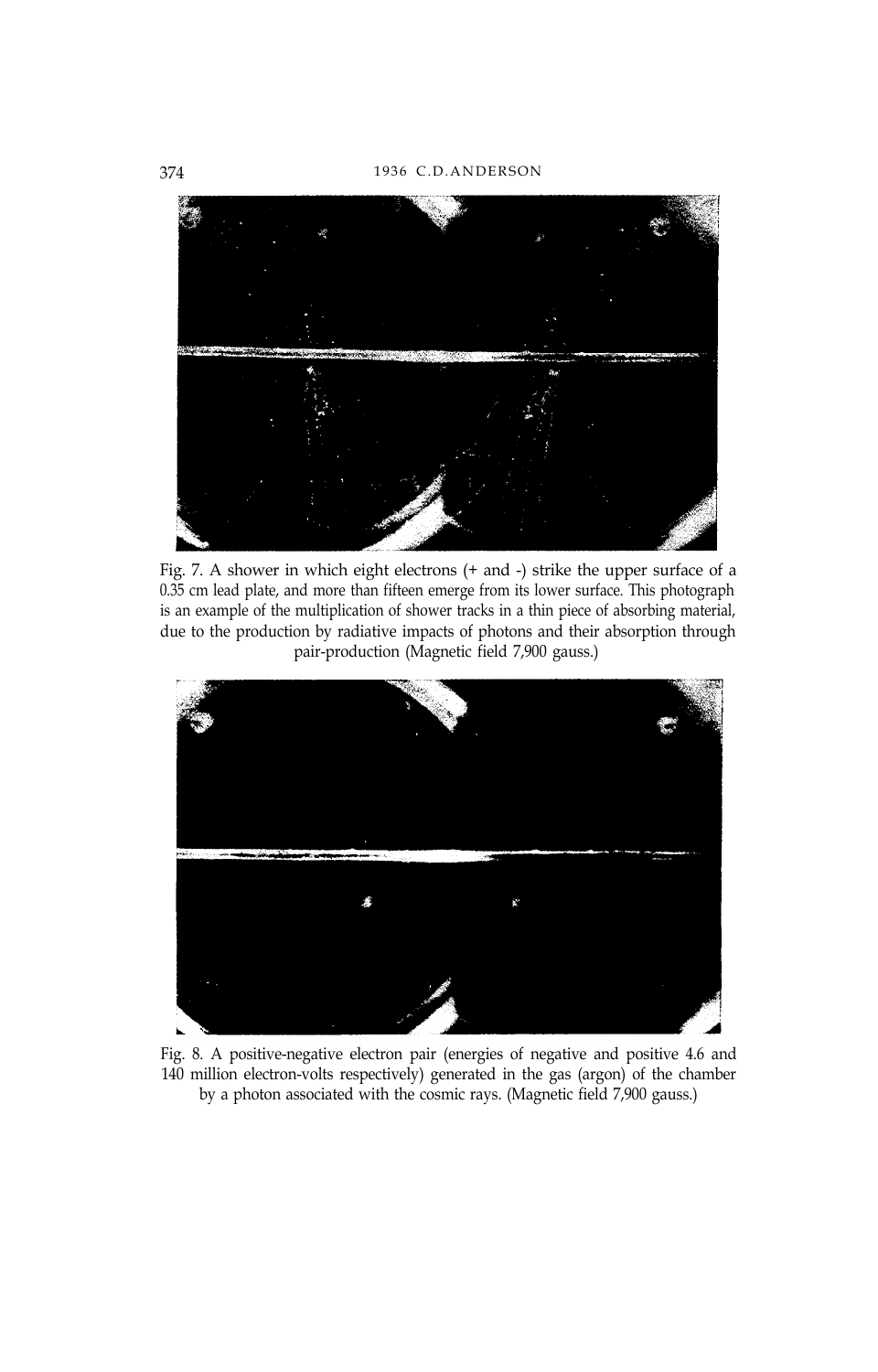Fig. 7. A shower in which eight electrons (+ and -) strike the upper surface of a 0.35 cm lead plate, and more than fifteen emerge from its lower surface. This photograph is an example of the multiplication of shower tracks in a thin piece of absorbing material, due to the production by radiative impacts of photons and their absorption through pair-production (Magnetic field 7,900 gauss.)

Fig. 8. A positive-negative electron pair (energies of negative and positive 4.6 and 140 million electron-volts respectively) generated in the gas (argon) of the chamber by a photon associated with the cosmic rays. (Magnetic field 7,900 gauss.)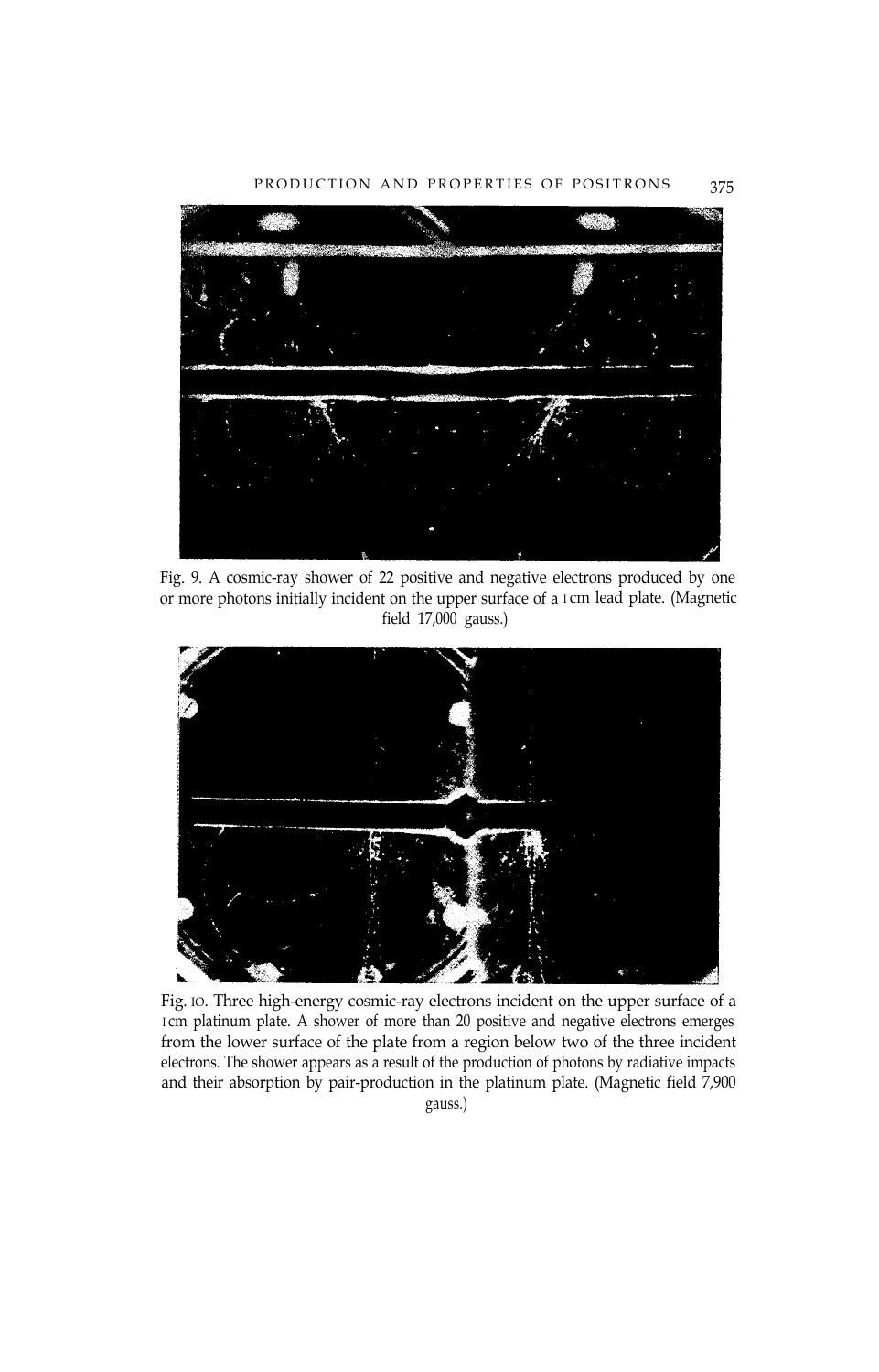Fig. 9. A cosmic-ray shower of 22 positive and negative electrons produced by one or more photons initially incident on the upper surface of a 1 cm lead plate. (Magnetic field 17,000 gauss.)

Fig. 10. Three high-energy cosmic-ray electrons incident on the upper surface of a 1 cm platinum plate. A shower of more than 20 positive and negative electrons emerges from the lower surface of the plate from a region below two of the three incident electrons. The shower appears as a result of the production of photons by radiative impacts and their absorption by pair-production in the platinum plate. (Magnetic field 7,900 gauss.)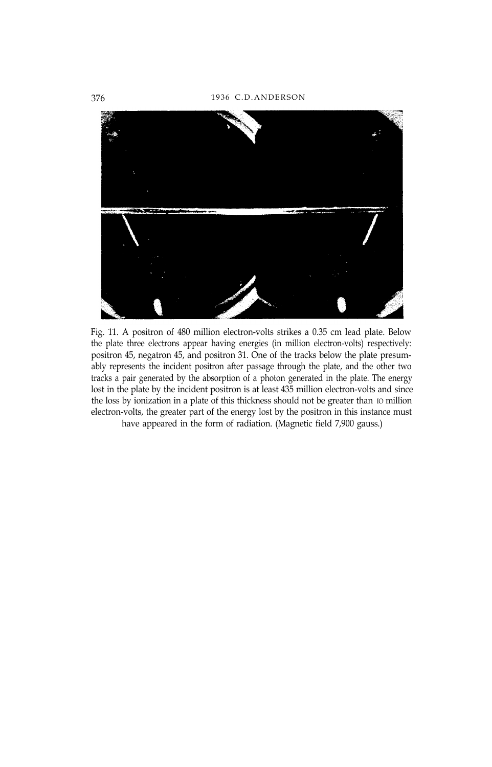Fig. 11. A positron of 480 million electron-volts strikes a 0.35 cm lead plate. Below the plate three electrons appear having energies (in million electron-volts) respectively: positron 45, negatron 45, and positron 31. One of the tracks below the plate presumably represents the incident positron after passage through the plate, and the other two tracks a pair generated by the absorption of a photon generated in the plate. The energy lost in the plate by the incident positron is at least 435 million electron-volts and since the loss by ionization in a plate of this thickness should not be greater than 10 million electron-volts, the greater part of the energy lost by the positron in this instance must have appeared in the form of radiation. (Magnetic field 7,900 gauss.)